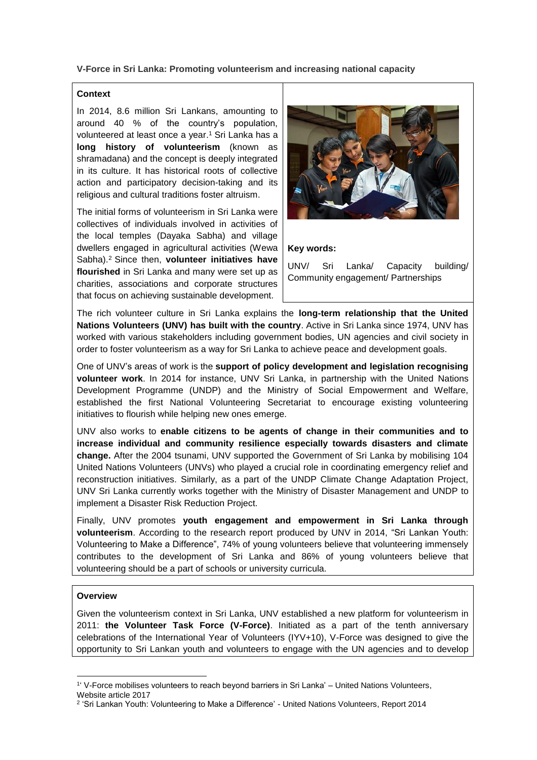**V-Force in Sri Lanka: Promoting volunteerism and increasing national capacity**

**Context**

In 2014, 8.6 million Sri Lankans, amounting to around 40 % of the country's population, volunteered at least once a year.[1] Sri Lanka has a **long history of volunteerism** (known as shramadana) and the concept is deeply integrated in its culture. It has historical roots of collective action and participatory decision-taking and its religious and cultural traditions foster altruism.

The initial forms of volunteerism in Sri Lanka were collectives of individuals involved in activities of the local temples (Dayaka Sabha) and village dwellers engaged in agricultural activities (Wewa Sabha).[2] Since then, **volunteer initiatives have flourished** in Sri Lanka and many were set up as charities, associations and corporate structures that focus on achieving sustainable development.

**Key words:**

UNV/ Sri Lanka/ Capacity building/ Community engagement/ Partnerships

The rich volunteer culture in Sri Lanka explains the **long-term relationship that the United Nations Volunteers (UNV) has built with the country**. Active in Sri Lanka since 1974, UNV has worked with various stakeholders including government bodies, UN agencies and civil society in order to foster volunteerism as a way for Sri Lanka to achieve peace and development goals.

One of UNV's areas of work is the **support of policy development and legislation recognising volunteer work**. In 2014 for instance, UNV Sri Lanka, in partnership with the United Nations Development Programme (UNDP) and the Ministry of Social Empowerment and Welfare, established the first National Volunteering Secretariat to encourage existing volunteering initiatives to flourish while helping new ones emerge.

UNV also works to **enable citizens to be agents of change in their communities and to increase individual and community resilience especially towards disasters and climate change.** After the 2004 tsunami, UNV supported the Government of Sri Lanka by mobilising 104 United Nations Volunteers (UNVs) who played a crucial role in coordinating emergency relief and reconstruction initiatives. Similarly, as a part of the UNDP Climate Change Adaptation Project, UNV Sri Lanka currently works together with the Ministry of Disaster Management and UNDP to implement a Disaster Risk Reduction Project.

Finally, UNV promotes **youth engagement and empowerment in Sri Lanka through volunteerism**. According to the research report produced by UNV in 2014, "Sri Lankan Youth: Volunteering to Make a Difference", 74% of young volunteers believe that volunteering immensely contributes to the development of Sri Lanka and 86% of young volunteers believe that volunteering should be a part of schools or university curricula.

**Overview**

Given the volunteerism context in Sri Lanka, UNV established a new platform for volunteerism in 2011: **the Volunteer Task Force (V-Force)**. Initiated as a part of the tenth anniversary celebrations of the International Year of Volunteers (IYV+10), V-Force was designed to give the opportunity to Sri Lankan youth and volunteers to engage with the UN agencies and to develop

---

[1] 'V-Force mobilises volunteers to reach beyond barriers in Sri Lanka' – United Nations Volunteers, Website article 2017

[2] 'Sri Lankan Youth: Volunteering to Make a Difference' - United Nations Volunteers, Report 2014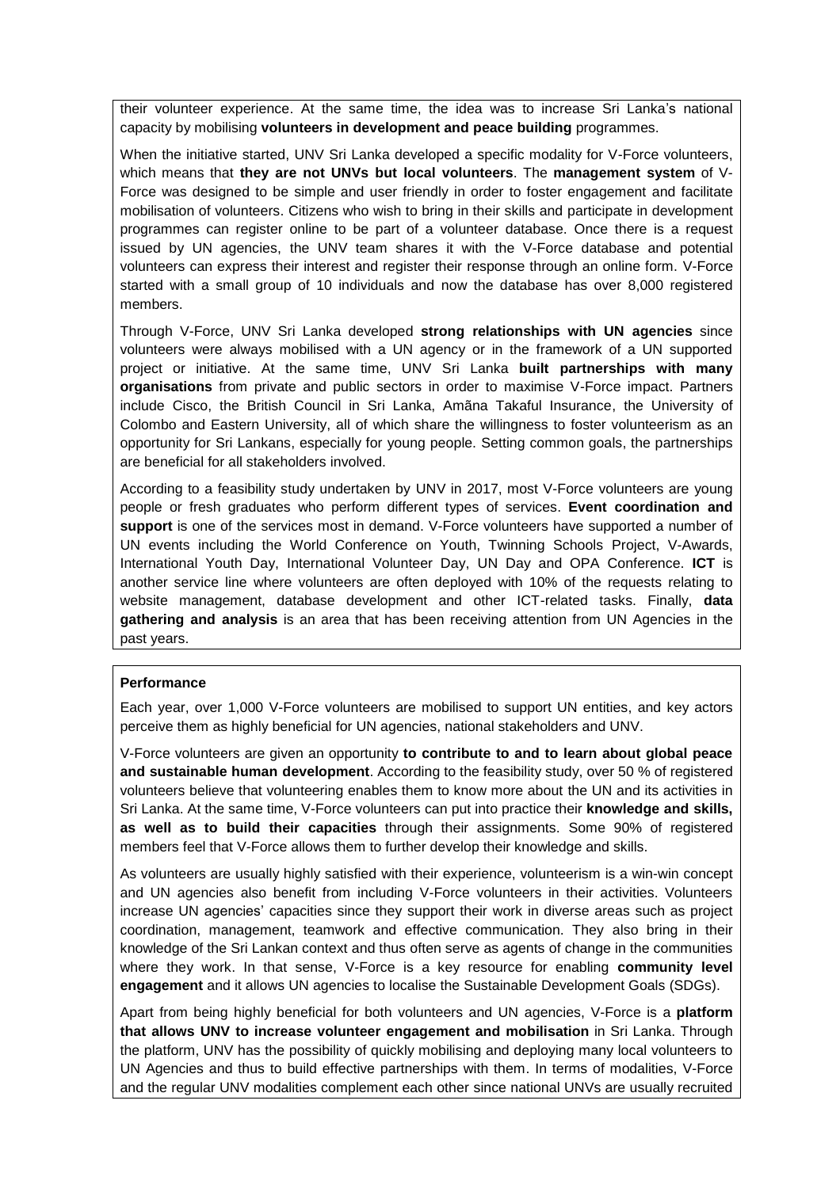their volunteer experience. At the same time, the idea was to increase Sri Lanka's national capacity by mobilising **volunteers in development and peace building** programmes.

When the initiative started, UNV Sri Lanka developed a specific modality for V-Force volunteers, which means that **they are not UNVs but local volunteers**. The **management system** of V-Force was designed to be simple and user friendly in order to foster engagement and facilitate mobilisation of volunteers. Citizens who wish to bring in their skills and participate in development programmes can register online to be part of a volunteer database. Once there is a request issued by UN agencies, the UNV team shares it with the V-Force database and potential volunteers can express their interest and register their response through an online form. V-Force started with a small group of 10 individuals and now the database has over 8,000 registered members.

Through V-Force, UNV Sri Lanka developed **strong relationships with UN agencies** since volunteers were always mobilised with a UN agency or in the framework of a UN supported project or initiative. At the same time, UNV Sri Lanka **built partnerships with many organisations** from private and public sectors in order to maximise V-Force impact. Partners include Cisco, the British Council in Sri Lanka, Amãna Takaful Insurance, the University of Colombo and Eastern University, all of which share the willingness to foster volunteerism as an opportunity for Sri Lankans, especially for young people. Setting common goals, the partnerships are beneficial for all stakeholders involved.

According to a feasibility study undertaken by UNV in 2017, most V-Force volunteers are young people or fresh graduates who perform different types of services. **Event coordination and support** is one of the services most in demand. V-Force volunteers have supported a number of UN events including the World Conference on Youth, Twinning Schools Project, V-Awards, International Youth Day, International Volunteer Day, UN Day and OPA Conference. **ICT** is another service line where volunteers are often deployed with 10% of the requests relating to website management, database development and other ICT-related tasks. Finally, **data gathering and analysis** is an area that has been receiving attention from UN Agencies in the past years.

**Performance**

Each year, over 1,000 V-Force volunteers are mobilised to support UN entities, and key actors perceive them as highly beneficial for UN agencies, national stakeholders and UNV.

V-Force volunteers are given an opportunity **to contribute to and to learn about global peace and sustainable human development**. According to the feasibility study, over 50 % of registered volunteers believe that volunteering enables them to know more about the UN and its activities in Sri Lanka. At the same time, V-Force volunteers can put into practice their **knowledge and skills, as well as to build their capacities** through their assignments. Some 90% of registered members feel that V-Force allows them to further develop their knowledge and skills.

As volunteers are usually highly satisfied with their experience, volunteerism is a win-win concept and UN agencies also benefit from including V-Force volunteers in their activities. Volunteers increase UN agencies' capacities since they support their work in diverse areas such as project coordination, management, teamwork and effective communication. They also bring in their knowledge of the Sri Lankan context and thus often serve as agents of change in the communities where they work. In that sense, V-Force is a key resource for enabling **community level engagement** and it allows UN agencies to localise the Sustainable Development Goals (SDGs).

Apart from being highly beneficial for both volunteers and UN agencies, V-Force is a **platform that allows UNV to increase volunteer engagement and mobilisation** in Sri Lanka. Through the platform, UNV has the possibility of quickly mobilising and deploying many local volunteers to UN Agencies and thus to build effective partnerships with them. In terms of modalities, V-Force and the regular UNV modalities complement each other since national UNVs are usually recruited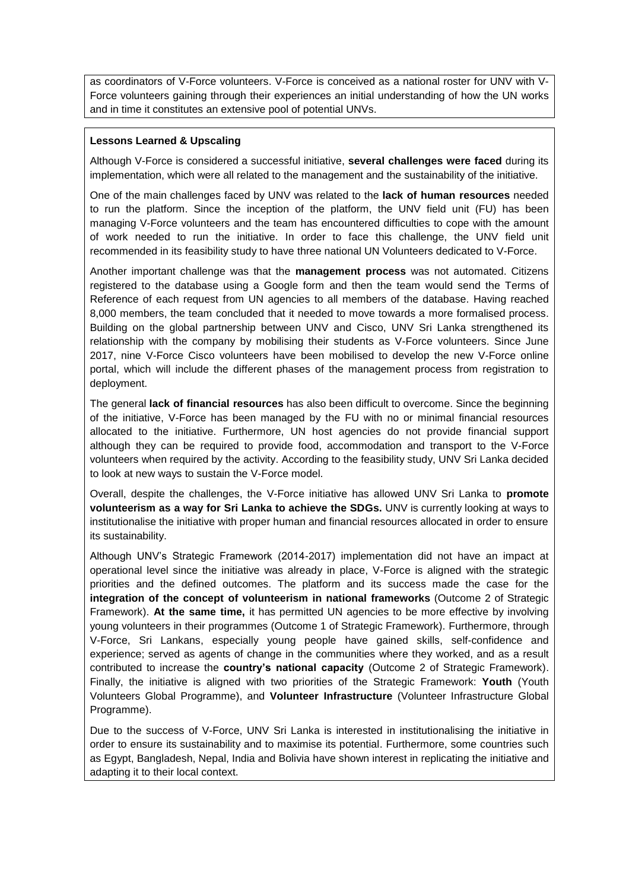as coordinators of V-Force volunteers. V-Force is conceived as a national roster for UNV with V-Force volunteers gaining through their experiences an initial understanding of how the UN works and in time it constitutes an extensive pool of potential UNVs.

**Lessons Learned & Upscaling**

Although V-Force is considered a successful initiative, **several challenges were faced** during its implementation, which were all related to the management and the sustainability of the initiative.

One of the main challenges faced by UNV was related to the **lack of human resources** needed to run the platform. Since the inception of the platform, the UNV field unit (FU) has been managing V-Force volunteers and the team has encountered difficulties to cope with the amount of work needed to run the initiative. In order to face this challenge, the UNV field unit recommended in its feasibility study to have three national UN Volunteers dedicated to V-Force.

Another important challenge was that the **management process** was not automated. Citizens registered to the database using a Google form and then the team would send the Terms of Reference of each request from UN agencies to all members of the database. Having reached 8,000 members, the team concluded that it needed to move towards a more formalised process. Building on the global partnership between UNV and Cisco, UNV Sri Lanka strengthened its relationship with the company by mobilising their students as V-Force volunteers. Since June 2017, nine V-Force Cisco volunteers have been mobilised to develop the new V-Force online portal, which will include the different phases of the management process from registration to deployment.

The general **lack of financial resources** has also been difficult to overcome. Since the beginning of the initiative, V-Force has been managed by the FU with no or minimal financial resources allocated to the initiative. Furthermore, UN host agencies do not provide financial support although they can be required to provide food, accommodation and transport to the V-Force volunteers when required by the activity. According to the feasibility study, UNV Sri Lanka decided to look at new ways to sustain the V-Force model.

Overall, despite the challenges, the V-Force initiative has allowed UNV Sri Lanka to **promote volunteerism as a way for Sri Lanka to achieve the SDGs.** UNV is currently looking at ways to institutionalise the initiative with proper human and financial resources allocated in order to ensure its sustainability.

Although UNV's Strategic Framework (2014-2017) implementation did not have an impact at operational level since the initiative was already in place, V-Force is aligned with the strategic priorities and the defined outcomes. The platform and its success made the case for the **integration of the concept of volunteerism in national frameworks** (Outcome 2 of Strategic Framework). **At the same time,** it has permitted UN agencies to be more effective by involving young volunteers in their programmes (Outcome 1 of Strategic Framework). Furthermore, through V-Force, Sri Lankans, especially young people have gained skills, self-confidence and experience; served as agents of change in the communities where they worked, and as a result contributed to increase the **country's national capacity** (Outcome 2 of Strategic Framework). Finally, the initiative is aligned with two priorities of the Strategic Framework: **Youth** (Youth Volunteers Global Programme), and **Volunteer Infrastructure** (Volunteer Infrastructure Global Programme).

Due to the success of V-Force, UNV Sri Lanka is interested in institutionalising the initiative in order to ensure its sustainability and to maximise its potential. Furthermore, some countries such as Egypt, Bangladesh, Nepal, India and Bolivia have shown interest in replicating the initiative and adapting it to their local context.